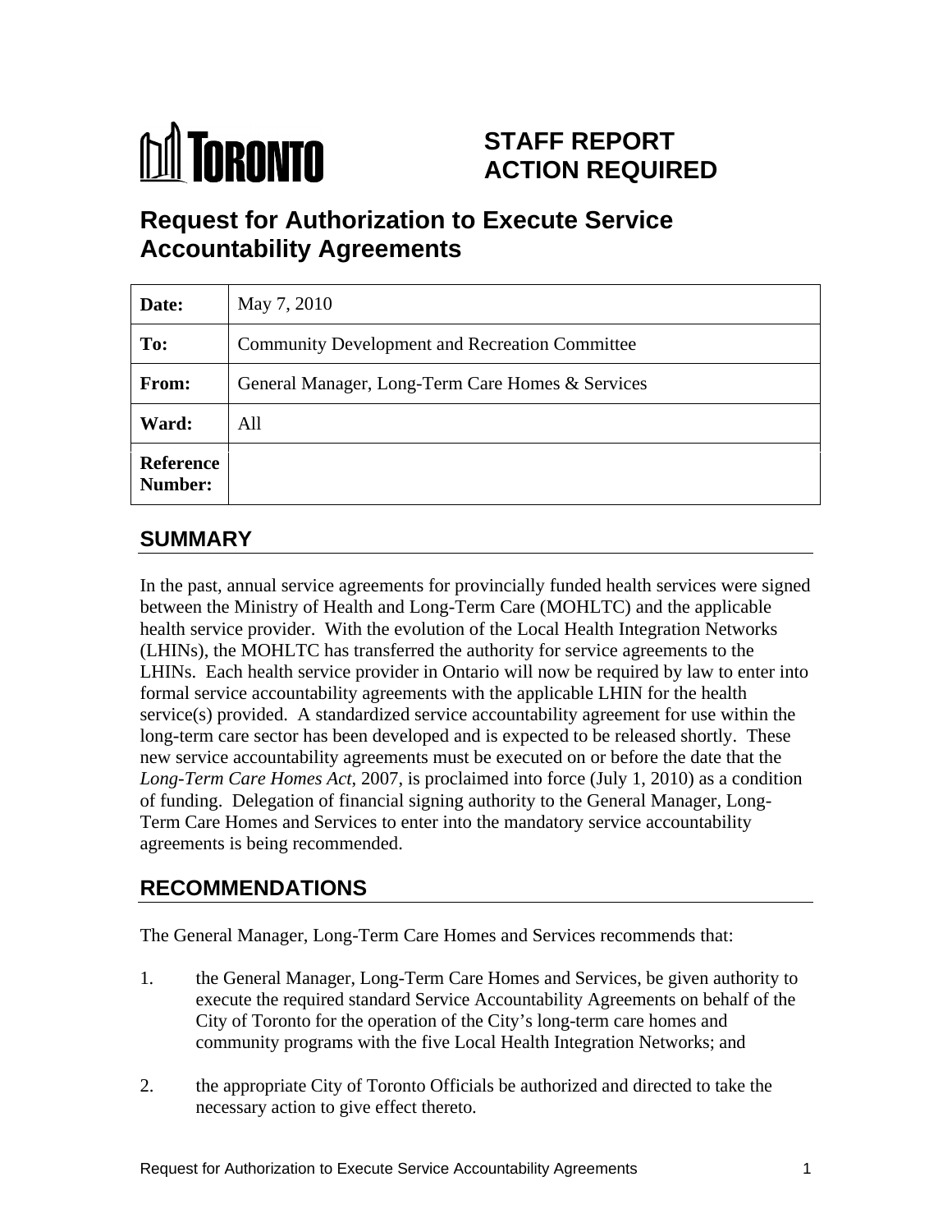# STAFF REPORT ACTION REQUIRED

## Request for Authorization to Execute Service Accountability Agreements

| Date: | May 7, 2010 |
|---|---|
| To: | Community Development and Recreation Committee |
| From: | General Manager, Long-Term Care Homes & Services |
| Ward: | All |
| Reference Number: | |

## SUMMARY

In the past, annual service agreements for provincially funded health services were signed between the Ministry of Health and Long-Term Care (MOHLTC) and the applicable health service provider. With the evolution of the Local Health Integration Networks (LHINs), the MOHLTC has transferred the authority for service agreements to the LHINs. Each health service provider in Ontario will now be required by law to enter into formal service accountability agreements with the applicable LHIN for the health service(s) provided. A standardized service accountability agreement for use within the long-term care sector has been developed and is expected to be released shortly. These new service accountability agreements must be executed on or before the date that the *Long-Term Care Homes Act*, 2007, is proclaimed into force (July 1, 2010) as a condition of funding. Delegation of financial signing authority to the General Manager, Long-Term Care Homes and Services to enter into the mandatory service accountability agreements is being recommended.

## RECOMMENDATIONS

The General Manager, Long-Term Care Homes and Services recommends that:

1. the General Manager, Long-Term Care Homes and Services, be given authority to execute the required standard Service Accountability Agreements on behalf of the City of Toronto for the operation of the City's long-term care homes and community programs with the five Local Health Integration Networks; and

2. the appropriate City of Toronto Officials be authorized and directed to take the necessary action to give effect thereto.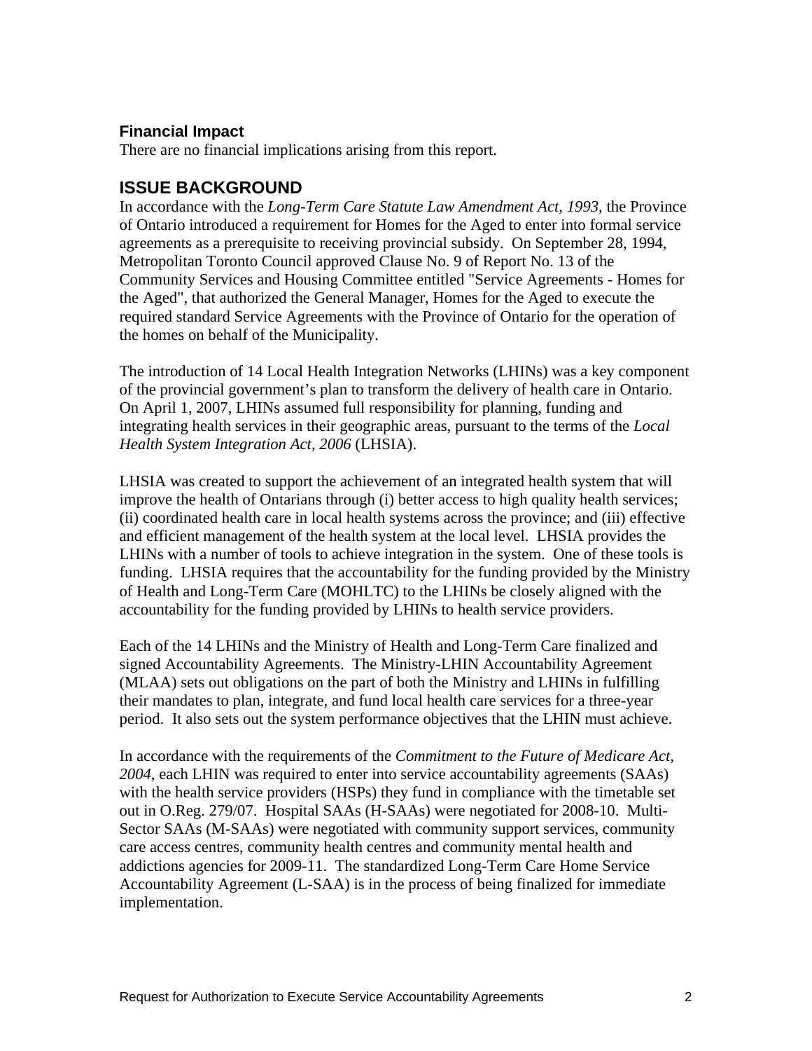### Financial Impact

There are no financial implications arising from this report.

## ISSUE BACKGROUND

In accordance with the *Long-Term Care Statute Law Amendment Act, 1993*, the Province of Ontario introduced a requirement for Homes for the Aged to enter into formal service agreements as a prerequisite to receiving provincial subsidy. On September 28, 1994, Metropolitan Toronto Council approved Clause No. 9 of Report No. 13 of the Community Services and Housing Committee entitled "Service Agreements - Homes for the Aged", that authorized the General Manager, Homes for the Aged to execute the required standard Service Agreements with the Province of Ontario for the operation of the homes on behalf of the Municipality.

The introduction of 14 Local Health Integration Networks (LHINs) was a key component of the provincial government's plan to transform the delivery of health care in Ontario. On April 1, 2007, LHINs assumed full responsibility for planning, funding and integrating health services in their geographic areas, pursuant to the terms of the *Local Health System Integration Act, 2006* (LHSIA).

LHSIA was created to support the achievement of an integrated health system that will improve the health of Ontarians through (i) better access to high quality health services; (ii) coordinated health care in local health systems across the province; and (iii) effective and efficient management of the health system at the local level. LHSIA provides the LHINs with a number of tools to achieve integration in the system. One of these tools is funding. LHSIA requires that the accountability for the funding provided by the Ministry of Health and Long-Term Care (MOHLTC) to the LHINs be closely aligned with the accountability for the funding provided by LHINs to health service providers.

Each of the 14 LHINs and the Ministry of Health and Long-Term Care finalized and signed Accountability Agreements. The Ministry-LHIN Accountability Agreement (MLAA) sets out obligations on the part of both the Ministry and LHINs in fulfilling their mandates to plan, integrate, and fund local health care services for a three-year period. It also sets out the system performance objectives that the LHIN must achieve.

In accordance with the requirements of the *Commitment to the Future of Medicare Act, 2004*, each LHIN was required to enter into service accountability agreements (SAAs) with the health service providers (HSPs) they fund in compliance with the timetable set out in O.Reg. 279/07. Hospital SAAs (H-SAAs) were negotiated for 2008-10. Multi-Sector SAAs (M-SAAs) were negotiated with community support services, community care access centres, community health centres and community mental health and addictions agencies for 2009-11. The standardized Long-Term Care Home Service Accountability Agreement (L-SAA) is in the process of being finalized for immediate implementation.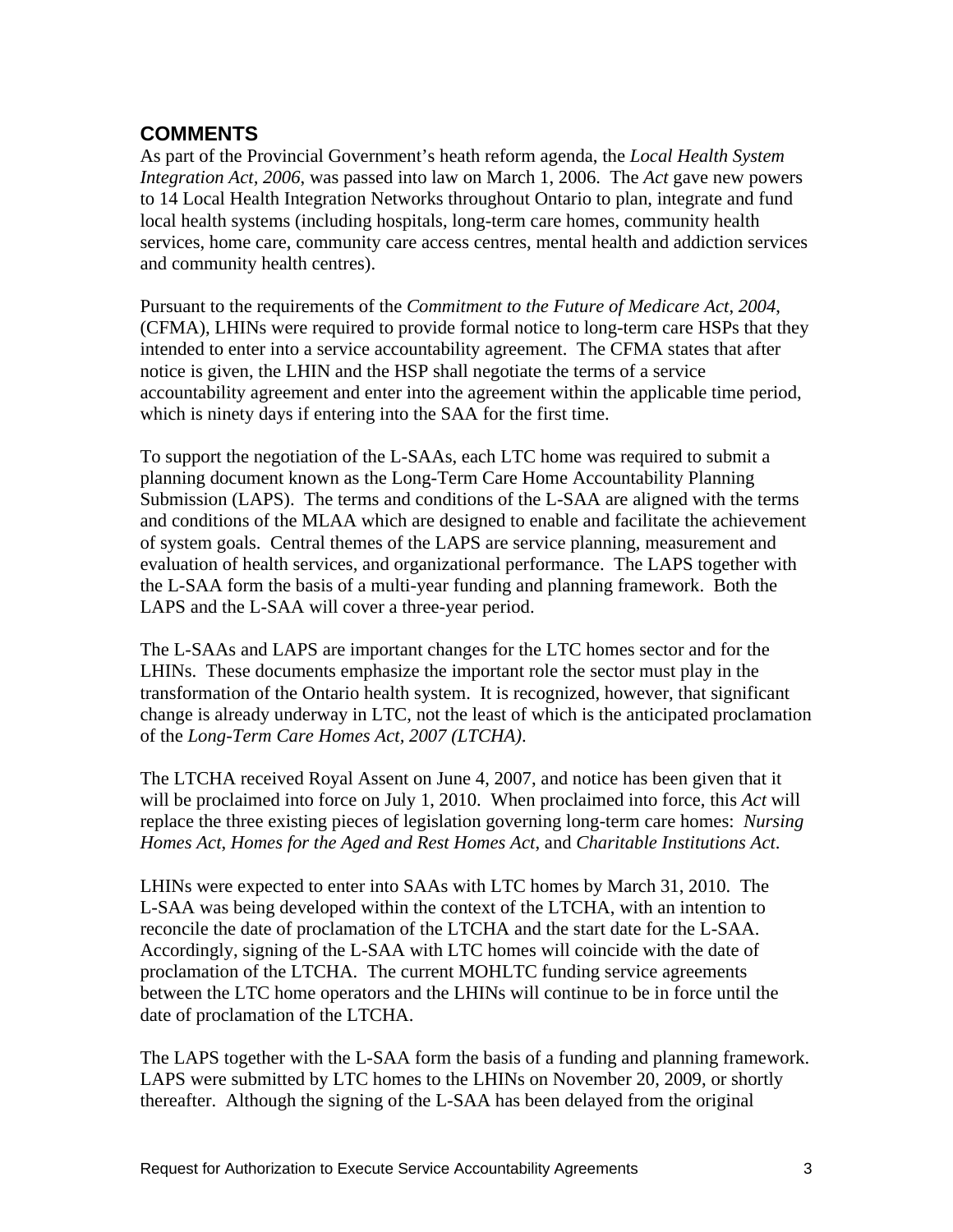## COMMENTS

As part of the Provincial Government's heath reform agenda, the *Local Health System Integration Act, 2006*, was passed into law on March 1, 2006. The *Act* gave new powers to 14 Local Health Integration Networks throughout Ontario to plan, integrate and fund local health systems (including hospitals, long-term care homes, community health services, home care, community care access centres, mental health and addiction services and community health centres).

Pursuant to the requirements of the *Commitment to the Future of Medicare Act, 2004*, (CFMA), LHINs were required to provide formal notice to long-term care HSPs that they intended to enter into a service accountability agreement. The CFMA states that after notice is given, the LHIN and the HSP shall negotiate the terms of a service accountability agreement and enter into the agreement within the applicable time period, which is ninety days if entering into the SAA for the first time.

To support the negotiation of the L-SAAs, each LTC home was required to submit a planning document known as the Long-Term Care Home Accountability Planning Submission (LAPS). The terms and conditions of the L-SAA are aligned with the terms and conditions of the MLAA which are designed to enable and facilitate the achievement of system goals. Central themes of the LAPS are service planning, measurement and evaluation of health services, and organizational performance. The LAPS together with the L-SAA form the basis of a multi-year funding and planning framework. Both the LAPS and the L-SAA will cover a three-year period.

The L-SAAs and LAPS are important changes for the LTC homes sector and for the LHINs. These documents emphasize the important role the sector must play in the transformation of the Ontario health system. It is recognized, however, that significant change is already underway in LTC, not the least of which is the anticipated proclamation of the *Long-Term Care Homes Act, 2007 (LTCHA)*.

The LTCHA received Royal Assent on June 4, 2007, and notice has been given that it will be proclaimed into force on July 1, 2010. When proclaimed into force, this *Act* will replace the three existing pieces of legislation governing long-term care homes: *Nursing Homes Act*, *Homes for the Aged and Rest Homes Act*, and *Charitable Institutions Act*.

LHINs were expected to enter into SAAs with LTC homes by March 31, 2010. The L-SAA was being developed within the context of the LTCHA, with an intention to reconcile the date of proclamation of the LTCHA and the start date for the L-SAA. Accordingly, signing of the L-SAA with LTC homes will coincide with the date of proclamation of the LTCHA. The current MOHLTC funding service agreements between the LTC home operators and the LHINs will continue to be in force until the date of proclamation of the LTCHA.

The LAPS together with the L-SAA form the basis of a funding and planning framework. LAPS were submitted by LTC homes to the LHINs on November 20, 2009, or shortly thereafter. Although the signing of the L-SAA has been delayed from the original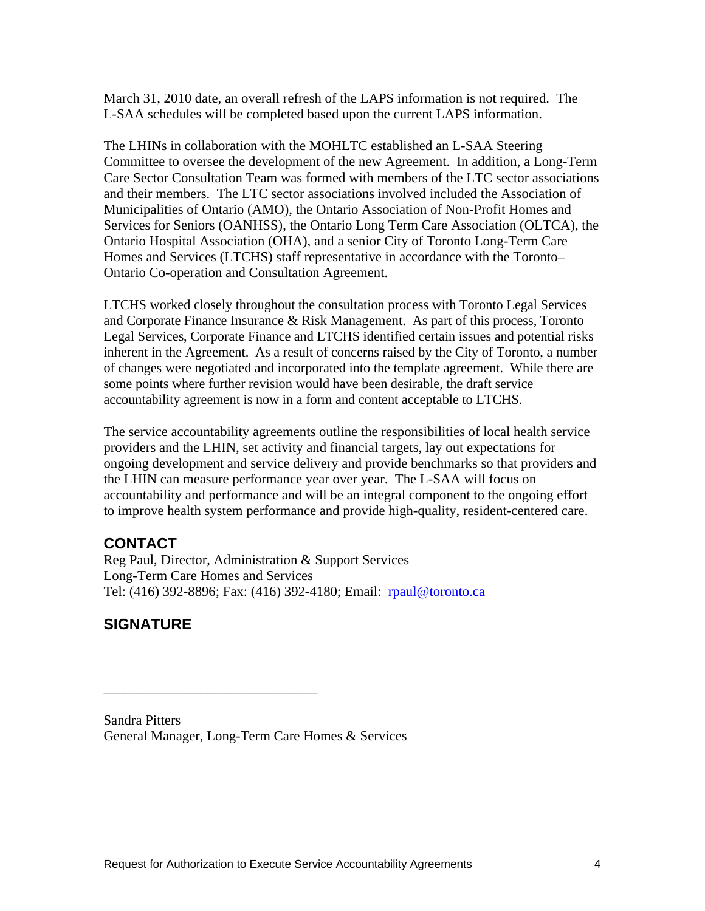March 31, 2010 date, an overall refresh of the LAPS information is not required. The L-SAA schedules will be completed based upon the current LAPS information.

The LHINs in collaboration with the MOHLTC established an L-SAA Steering Committee to oversee the development of the new Agreement. In addition, a Long-Term Care Sector Consultation Team was formed with members of the LTC sector associations and their members. The LTC sector associations involved included the Association of Municipalities of Ontario (AMO), the Ontario Association of Non-Profit Homes and Services for Seniors (OANHSS), the Ontario Long Term Care Association (OLTCA), the Ontario Hospital Association (OHA), and a senior City of Toronto Long-Term Care Homes and Services (LTCHS) staff representative in accordance with the Toronto–Ontario Co-operation and Consultation Agreement.

LTCHS worked closely throughout the consultation process with Toronto Legal Services and Corporate Finance Insurance & Risk Management. As part of this process, Toronto Legal Services, Corporate Finance and LTCHS identified certain issues and potential risks inherent in the Agreement. As a result of concerns raised by the City of Toronto, a number of changes were negotiated and incorporated into the template agreement. While there are some points where further revision would have been desirable, the draft service accountability agreement is now in a form and content acceptable to LTCHS.

The service accountability agreements outline the responsibilities of local health service providers and the LHIN, set activity and financial targets, lay out expectations for ongoing development and service delivery and provide benchmarks so that providers and the LHIN can measure performance year over year. The L-SAA will focus on accountability and performance and will be an integral component to the ongoing effort to improve health system performance and provide high-quality, resident-centered care.

## CONTACT

Reg Paul, Director, Administration & Support Services
Long-Term Care Homes and Services
Tel: (416) 392-8896; Fax: (416) 392-4180; Email: rpaul@toronto.ca

## SIGNATURE

_______________________________

Sandra Pitters
General Manager, Long-Term Care Homes & Services